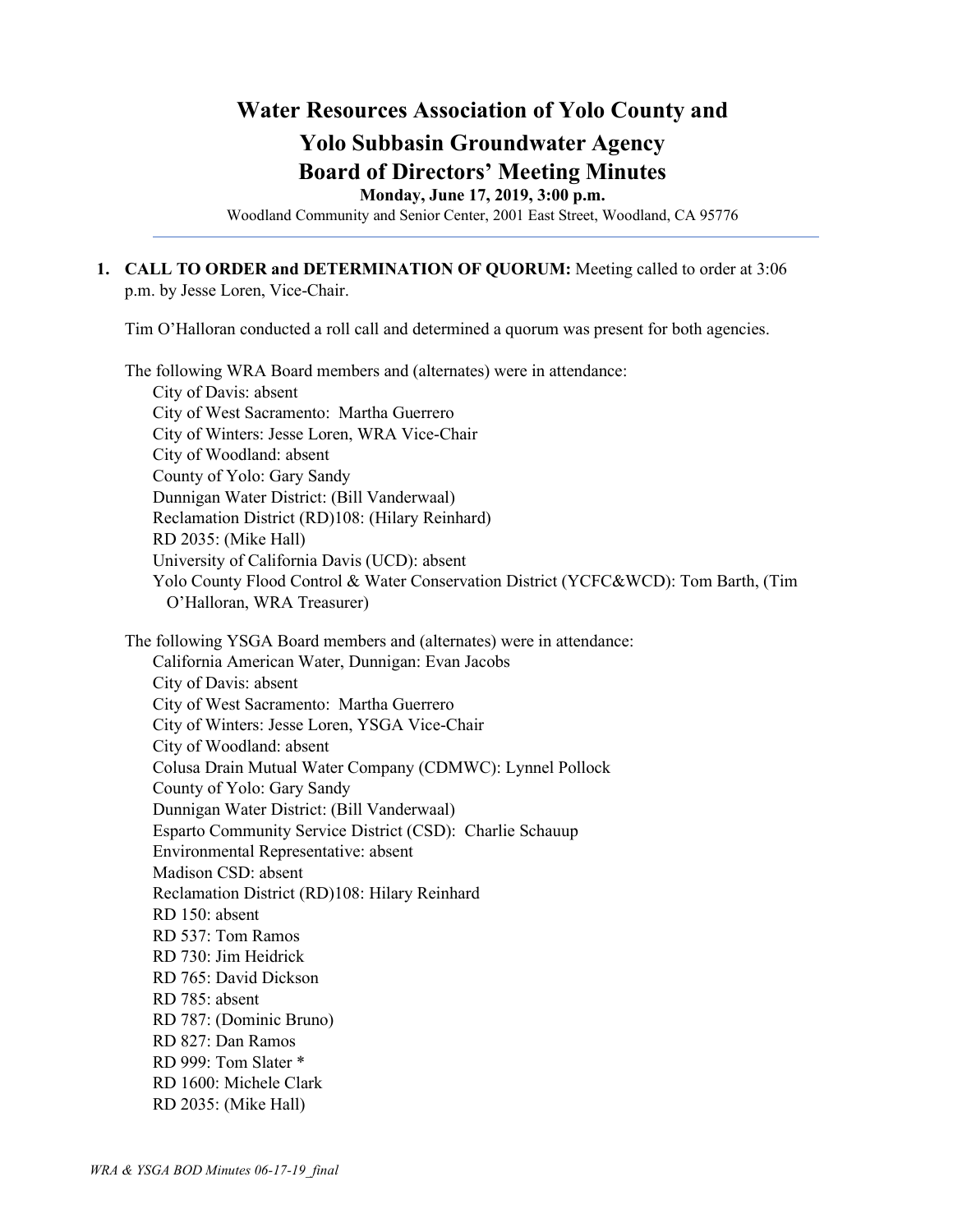# Water Resources Association of Yolo County and
# Yolo Subbasin Groundwater Agency
# Board of Directors' Meeting Minutes

**Monday, June 17, 2019, 3:00 p.m.**

Woodland Community and Senior Center, 2001 East Street, Woodland, CA 95776

---

1. **CALL TO ORDER and DETERMINATION OF QUORUM:** Meeting called to order at 3:06 p.m. by Jesse Loren, Vice-Chair.

   Tim O'Halloran conducted a roll call and determined a quorum was present for both agencies.

   The following WRA Board members and (alternates) were in attendance:
   - City of Davis: absent
   - City of West Sacramento: Martha Guerrero
   - City of Winters: Jesse Loren, WRA Vice-Chair
   - City of Woodland: absent
   - County of Yolo: Gary Sandy
   - Dunnigan Water District: (Bill Vanderwaal)
   - Reclamation District (RD)108: (Hilary Reinhard)
   - RD 2035: (Mike Hall)
   - University of California Davis (UCD): absent
   - Yolo County Flood Control & Water Conservation District (YCFC&WCD): Tom Barth, (Tim O'Halloran, WRA Treasurer)

   The following YSGA Board members and (alternates) were in attendance:
   - California American Water, Dunnigan: Evan Jacobs
   - City of Davis: absent
   - City of West Sacramento: Martha Guerrero
   - City of Winters: Jesse Loren, YSGA Vice-Chair
   - City of Woodland: absent
   - Colusa Drain Mutual Water Company (CDMWC): Lynnel Pollock
   - County of Yolo: Gary Sandy
   - Dunnigan Water District: (Bill Vanderwaal)
   - Esparto Community Service District (CSD): Charlie Schauup
   - Environmental Representative: absent
   - Madison CSD: absent
   - Reclamation District (RD)108: Hilary Reinhard
   - RD 150: absent
   - RD 537: Tom Ramos
   - RD 730: Jim Heidrick
   - RD 765: David Dickson
   - RD 785: absent
   - RD 787: (Dominic Bruno)
   - RD 827: Dan Ramos
   - RD 999: Tom Slater *
   - RD 1600: Michele Clark
   - RD 2035: (Mike Hall)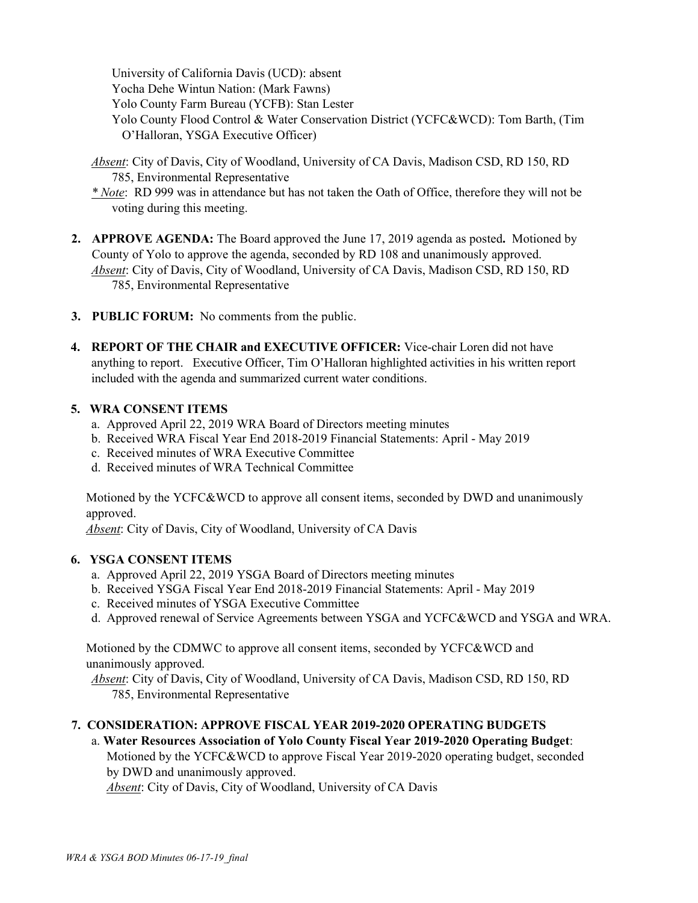University of California Davis (UCD): absent
Yocha Dehe Wintun Nation: (Mark Fawns)
Yolo County Farm Bureau (YCFB): Stan Lester
Yolo County Flood Control & Water Conservation District (YCFC&WCD): Tom Barth, (Tim O'Halloran, YSGA Executive Officer)

*Absent*: City of Davis, City of Woodland, University of CA Davis, Madison CSD, RD 150, RD 785, Environmental Representative

*\* Note*: RD 999 was in attendance but has not taken the Oath of Office, therefore they will not be voting during this meeting.

2. **APPROVE AGENDA:** The Board approved the June 17, 2019 agenda as posted**.** Motioned by County of Yolo to approve the agenda, seconded by RD 108 and unanimously approved.
   *Absent*: City of Davis, City of Woodland, University of CA Davis, Madison CSD, RD 150, RD 785, Environmental Representative

3. **PUBLIC FORUM:** No comments from the public.

4. **REPORT OF THE CHAIR and EXECUTIVE OFFICER:** Vice-chair Loren did not have anything to report. Executive Officer, Tim O'Halloran highlighted activities in his written report included with the agenda and summarized current water conditions.

5. **WRA CONSENT ITEMS**
   a. Approved April 22, 2019 WRA Board of Directors meeting minutes
   b. Received WRA Fiscal Year End 2018-2019 Financial Statements: April - May 2019
   c. Received minutes of WRA Executive Committee
   d. Received minutes of WRA Technical Committee

   Motioned by the YCFC&WCD to approve all consent items, seconded by DWD and unanimously approved.
   *Absent*: City of Davis, City of Woodland, University of CA Davis

6. **YSGA CONSENT ITEMS**
   a. Approved April 22, 2019 YSGA Board of Directors meeting minutes
   b. Received YSGA Fiscal Year End 2018-2019 Financial Statements: April - May 2019
   c. Received minutes of YSGA Executive Committee
   d. Approved renewal of Service Agreements between YSGA and YCFC&WCD and YSGA and WRA.

   Motioned by the CDMWC to approve all consent items, seconded by YCFC&WCD and unanimously approved.
   *Absent*: City of Davis, City of Woodland, University of CA Davis, Madison CSD, RD 150, RD 785, Environmental Representative

7. **CONSIDERATION: APPROVE FISCAL YEAR 2019-2020 OPERATING BUDGETS**
   a. **Water Resources Association of Yolo County Fiscal Year 2019-2020 Operating Budget**: Motioned by the YCFC&WCD to approve Fiscal Year 2019-2020 operating budget, seconded by DWD and unanimously approved.
   *Absent*: City of Davis, City of Woodland, University of CA Davis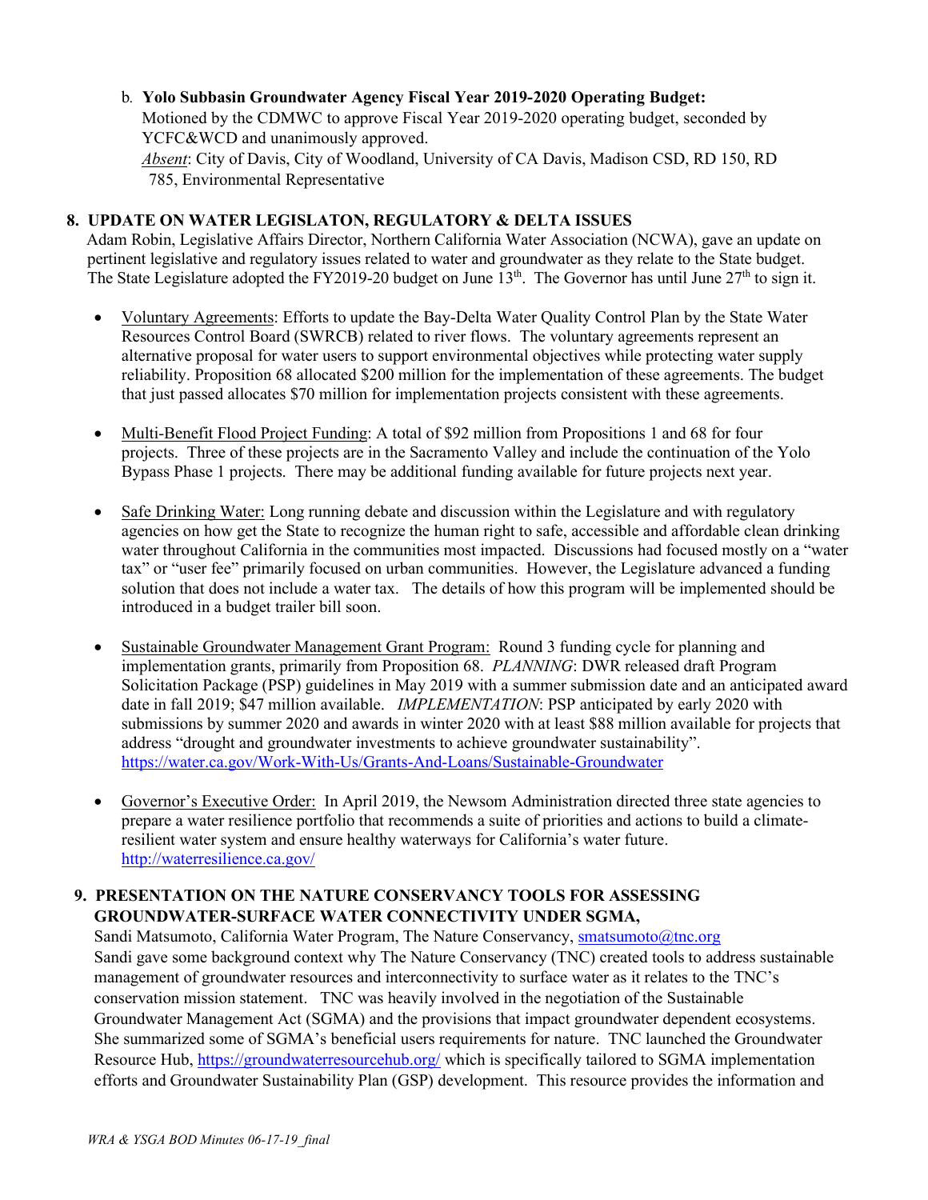b. **Yolo Subbasin Groundwater Agency Fiscal Year 2019-2020 Operating Budget:**
   Motioned by the CDMWC to approve Fiscal Year 2019-2020 operating budget, seconded by YCFC&WCD and unanimously approved.
   *Absent*: City of Davis, City of Woodland, University of CA Davis, Madison CSD, RD 150, RD 785, Environmental Representative

**8. UPDATE ON WATER LEGISLATON, REGULATORY & DELTA ISSUES**

Adam Robin, Legislative Affairs Director, Northern California Water Association (NCWA), gave an update on pertinent legislative and regulatory issues related to water and groundwater as they relate to the State budget. The State Legislature adopted the FY2019-20 budget on June 13th. The Governor has until June 27th to sign it.

- Voluntary Agreements: Efforts to update the Bay-Delta Water Quality Control Plan by the State Water Resources Control Board (SWRCB) related to river flows. The voluntary agreements represent an alternative proposal for water users to support environmental objectives while protecting water supply reliability. Proposition 68 allocated $200 million for the implementation of these agreements. The budget that just passed allocates $70 million for implementation projects consistent with these agreements.

- Multi-Benefit Flood Project Funding: A total of $92 million from Propositions 1 and 68 for four projects. Three of these projects are in the Sacramento Valley and include the continuation of the Yolo Bypass Phase 1 projects. There may be additional funding available for future projects next year.

- Safe Drinking Water: Long running debate and discussion within the Legislature and with regulatory agencies on how get the State to recognize the human right to safe, accessible and affordable clean drinking water throughout California in the communities most impacted. Discussions had focused mostly on a "water tax" or "user fee" primarily focused on urban communities. However, the Legislature advanced a funding solution that does not include a water tax. The details of how this program will be implemented should be introduced in a budget trailer bill soon.

- Sustainable Groundwater Management Grant Program: Round 3 funding cycle for planning and implementation grants, primarily from Proposition 68. *PLANNING*: DWR released draft Program Solicitation Package (PSP) guidelines in May 2019 with a summer submission date and an anticipated award date in fall 2019; $47 million available. *IMPLEMENTATION*: PSP anticipated by early 2020 with submissions by summer 2020 and awards in winter 2020 with at least $88 million available for projects that address "drought and groundwater investments to achieve groundwater sustainability". https://water.ca.gov/Work-With-Us/Grants-And-Loans/Sustainable-Groundwater

- Governor's Executive Order: In April 2019, the Newsom Administration directed three state agencies to prepare a water resilience portfolio that recommends a suite of priorities and actions to build a climate-resilient water system and ensure healthy waterways for California's water future. http://waterresilience.ca.gov/

**9. PRESENTATION ON THE NATURE CONSERVANCY TOOLS FOR ASSESSING GROUNDWATER-SURFACE WATER CONNECTIVITY UNDER SGMA,**

Sandi Matsumoto, California Water Program, The Nature Conservancy, smatsumoto@tnc.org
Sandi gave some background context why The Nature Conservancy (TNC) created tools to address sustainable management of groundwater resources and interconnectivity to surface water as it relates to the TNC's conservation mission statement. TNC was heavily involved in the negotiation of the Sustainable Groundwater Management Act (SGMA) and the provisions that impact groundwater dependent ecosystems. She summarized some of SGMA's beneficial users requirements for nature. TNC launched the Groundwater Resource Hub, https://groundwaterresourcehub.org/ which is specifically tailored to SGMA implementation efforts and Groundwater Sustainability Plan (GSP) development. This resource provides the information and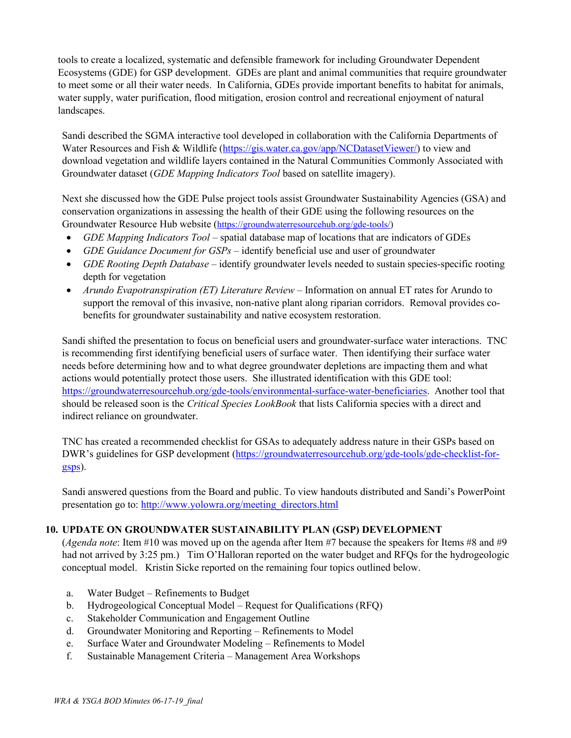tools to create a localized, systematic and defensible framework for including Groundwater Dependent Ecosystems (GDE) for GSP development. GDEs are plant and animal communities that require groundwater to meet some or all their water needs. In California, GDEs provide important benefits to habitat for animals, water supply, water purification, flood mitigation, erosion control and recreational enjoyment of natural landscapes.

Sandi described the SGMA interactive tool developed in collaboration with the California Departments of Water Resources and Fish & Wildlife (https://gis.water.ca.gov/app/NCDatasetViewer/) to view and download vegetation and wildlife layers contained in the Natural Communities Commonly Associated with Groundwater dataset (*GDE Mapping Indicators Tool* based on satellite imagery).

Next she discussed how the GDE Pulse project tools assist Groundwater Sustainability Agencies (GSA) and conservation organizations in assessing the health of their GDE using the following resources on the Groundwater Resource Hub website (https://groundwaterresourcehub.org/gde-tools/)

- *GDE Mapping Indicators Tool* – spatial database map of locations that are indicators of GDEs
- *GDE Guidance Document for GSPs* – identify beneficial use and user of groundwater
- *GDE Rooting Depth Database* – identify groundwater levels needed to sustain species-specific rooting depth for vegetation
- *Arundo Evapotranspiration (ET) Literature Review* – Information on annual ET rates for Arundo to support the removal of this invasive, non-native plant along riparian corridors. Removal provides co-benefits for groundwater sustainability and native ecosystem restoration.

Sandi shifted the presentation to focus on beneficial users and groundwater-surface water interactions. TNC is recommending first identifying beneficial users of surface water. Then identifying their surface water needs before determining how and to what degree groundwater depletions are impacting them and what actions would potentially protect those users. She illustrated identification with this GDE tool: https://groundwaterresourcehub.org/gde-tools/environmental-surface-water-beneficiaries. Another tool that should be released soon is the *Critical Species LookBook* that lists California species with a direct and indirect reliance on groundwater.

TNC has created a recommended checklist for GSAs to adequately address nature in their GSPs based on DWR's guidelines for GSP development (https://groundwaterresourcehub.org/gde-tools/gde-checklist-for-gsps).

Sandi answered questions from the Board and public. To view handouts distributed and Sandi's PowerPoint presentation go to: http://www.yolowra.org/meeting_directors.html

**10. UPDATE ON GROUNDWATER SUSTAINABILITY PLAN (GSP) DEVELOPMENT**

(*Agenda note*: Item #10 was moved up on the agenda after Item #7 because the speakers for Items #8 and #9 had not arrived by 3:25 pm.) Tim O'Halloran reported on the water budget and RFQs for the hydrogeologic conceptual model. Kristin Sicke reported on the remaining four topics outlined below.

a. Water Budget – Refinements to Budget
b. Hydrogeological Conceptual Model – Request for Qualifications (RFQ)
c. Stakeholder Communication and Engagement Outline
d. Groundwater Monitoring and Reporting – Refinements to Model
e. Surface Water and Groundwater Modeling – Refinements to Model
f. Sustainable Management Criteria – Management Area Workshops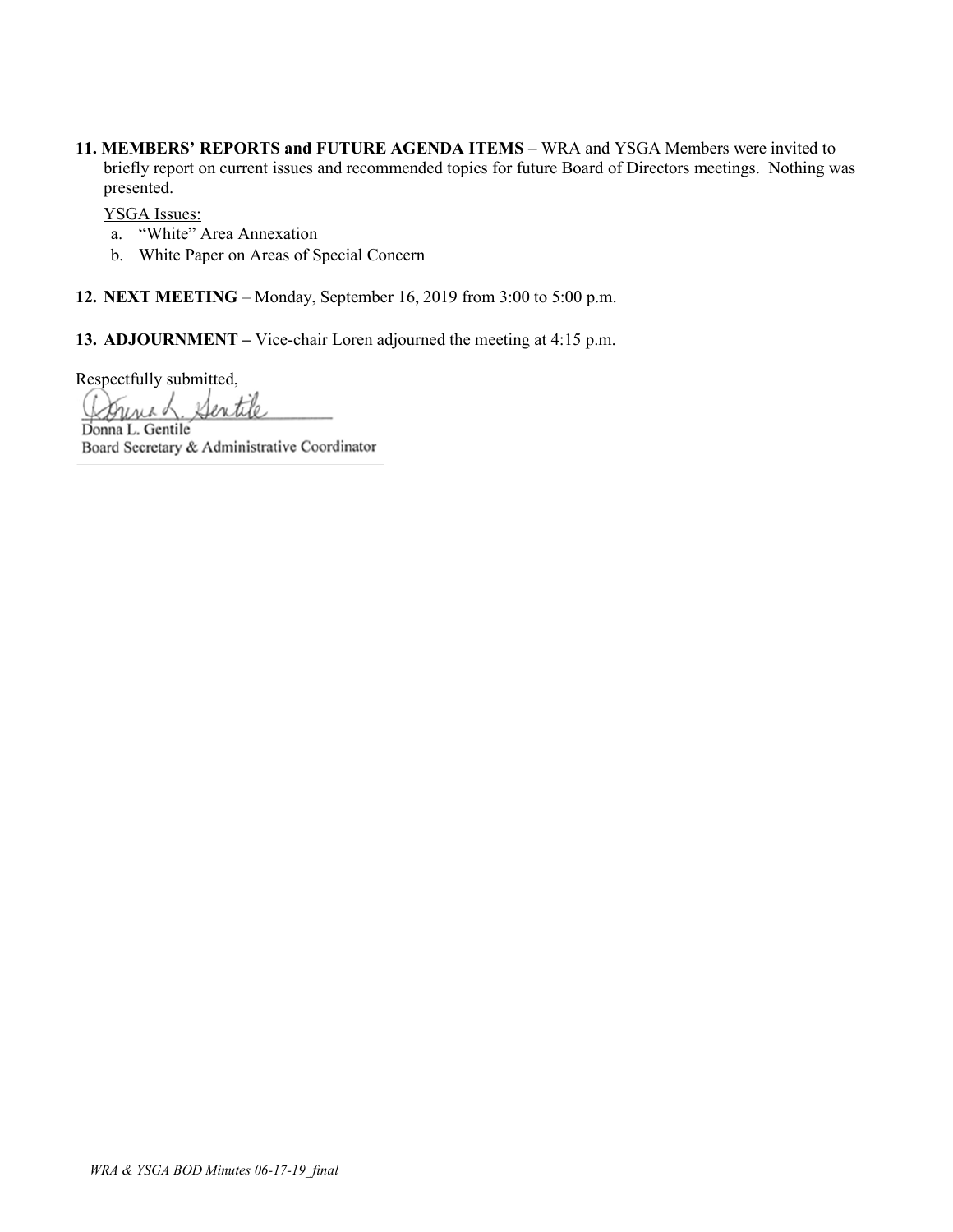**11. MEMBERS' REPORTS and FUTURE AGENDA ITEMS** – WRA and YSGA Members were invited to briefly report on current issues and recommended topics for future Board of Directors meetings. Nothing was presented.

<u>YSGA Issues:</u>

a. "White" Area Annexation

b. White Paper on Areas of Special Concern

**12. NEXT MEETING** – Monday, September 16, 2019 from 3:00 to 5:00 p.m.

**13. ADJOURNMENT –** Vice-chair Loren adjourned the meeting at 4:15 p.m.

Respectfully submitted,

Donna L. Gentile
Board Secretary & Administrative Coordinator